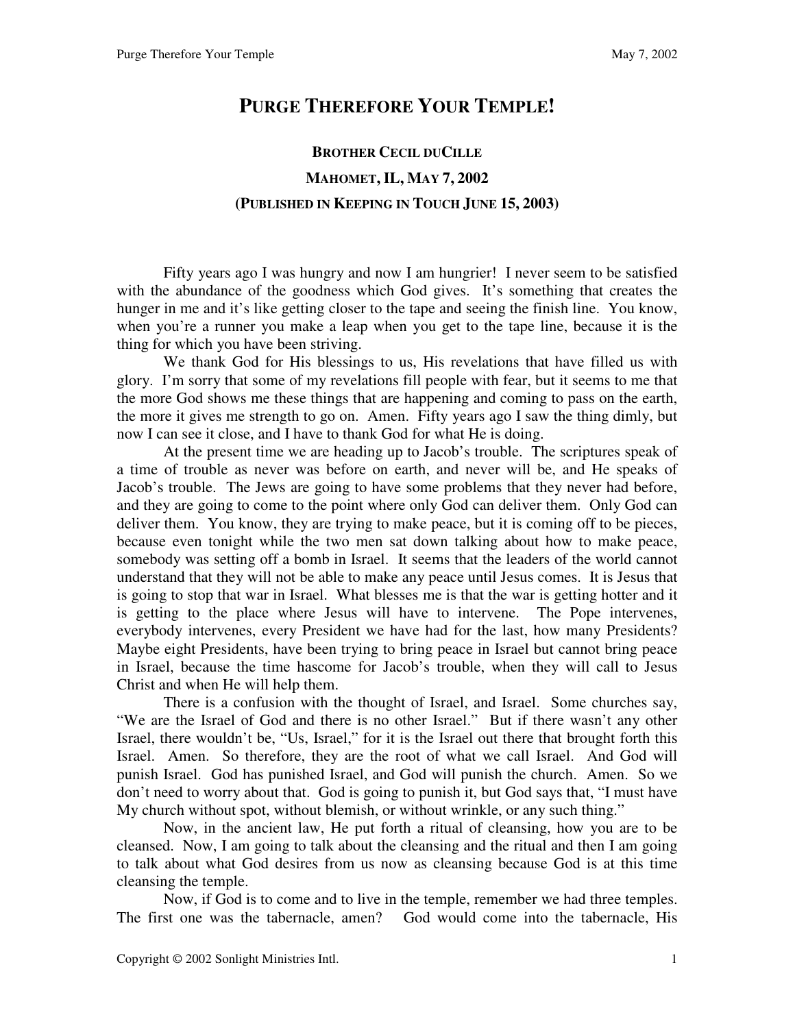# PURGE THEREFORE YOUR TEMPLE!

## BROTHER CECIL DUCILLE

## MAHOMET, IL, MAY 7, 2002

## (PUBLISHED IN KEEPING IN TOUCH JUNE 15, 2003)

Fifty years ago I was hungry and now I am hungrier! I never seem to be satisfied with the abundance of the goodness which God gives. It's something that creates the hunger in me and it's like getting closer to the tape and seeing the finish line. You know, when you're a runner you make a leap when you get to the tape line, because it is the thing for which you have been striving.

We thank God for His blessings to us, His revelations that have filled us with glory. I'm sorry that some of my revelations fill people with fear, but it seems to me that the more God shows me these things that are happening and coming to pass on the earth, the more it gives me strength to go on. Amen. Fifty years ago I saw the thing dimly, but now I can see it close, and I have to thank God for what He is doing.

At the present time we are heading up to Jacob's trouble. The scriptures speak of a time of trouble as never was before on earth, and never will be, and He speaks of Jacob's trouble. The Jews are going to have some problems that they never had before, and they are going to come to the point where only God can deliver them. Only God can deliver them. You know, they are trying to make peace, but it is coming off to be pieces, because even tonight while the two men sat down talking about how to make peace, somebody was setting off a bomb in Israel. It seems that the leaders of the world cannot understand that they will not be able to make any peace until Jesus comes. It is Jesus that is going to stop that war in Israel. What blesses me is that the war is getting hotter and it is getting to the place where Jesus will have to intervene. The Pope intervenes, everybody intervenes, every President we have had for the last, how many Presidents? Maybe eight Presidents, have been trying to bring peace in Israel but cannot bring peace in Israel, because the time hascome for Jacob's trouble, when they will call to Jesus Christ and when He will help them.

There is a confusion with the thought of Israel, and Israel. Some churches say, "We are the Israel of God and there is no other Israel." But if there wasn't any other Israel, there wouldn't be, "Us, Israel," for it is the Israel out there that brought forth this Israel. Amen. So therefore, they are the root of what we call Israel. And God will punish Israel. God has punished Israel, and God will punish the church. Amen. So we don't need to worry about that. God is going to punish it, but God says that, "I must have My church without spot, without blemish, or without wrinkle, or any such thing."

Now, in the ancient law, He put forth a ritual of cleansing, how you are to be cleansed. Now, I am going to talk about the cleansing and the ritual and then I am going to talk about what God desires from us now as cleansing because God is at this time cleansing the temple.

Now, if God is to come and to live in the temple, remember we had three temples. The first one was the tabernacle, amen? God would come into the tabernacle, His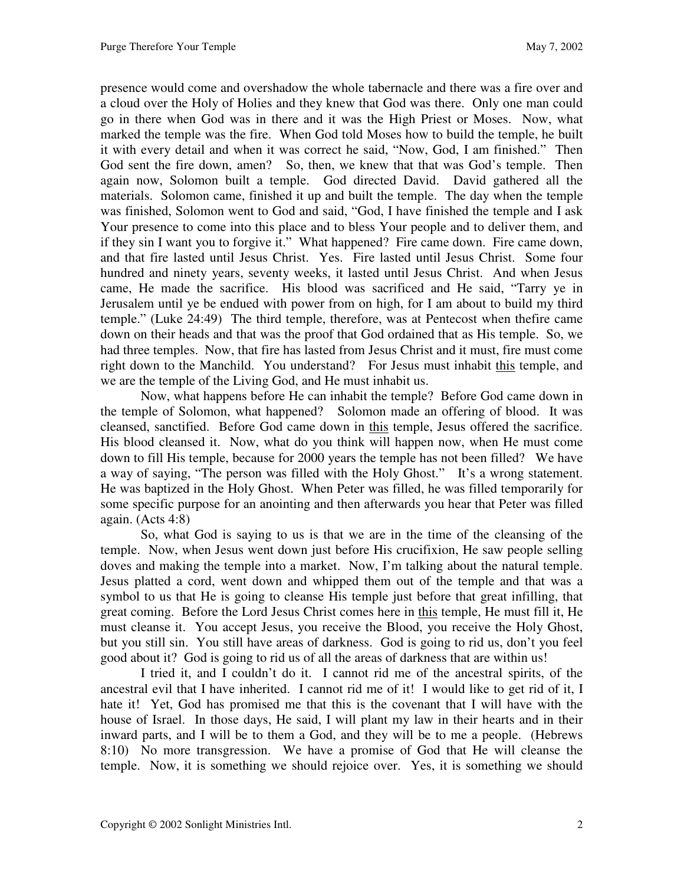presence would come and overshadow the whole tabernacle and there was a fire over and a cloud over the Holy of Holies and they knew that God was there. Only one man could go in there when God was in there and it was the High Priest or Moses. Now, what marked the temple was the fire. When God told Moses how to build the temple, he built it with every detail and when it was correct he said, "Now, God, I am finished." Then God sent the fire down, amen? So, then, we knew that that was God's temple. Then again now, Solomon built a temple. God directed David. David gathered all the materials. Solomon came, finished it up and built the temple. The day when the temple was finished, Solomon went to God and said, "God, I have finished the temple and I ask Your presence to come into this place and to bless Your people and to deliver them, and if they sin I want you to forgive it." What happened? Fire came down. Fire came down, and that fire lasted until Jesus Christ. Yes. Fire lasted until Jesus Christ. Some four hundred and ninety years, seventy weeks, it lasted until Jesus Christ. And when Jesus came, He made the sacrifice. His blood was sacrificed and He said, "Tarry ye in Jerusalem until ye be endued with power from on high, for I am about to build my third temple." (Luke 24:49) The third temple, therefore, was at Pentecost when thefire came down on their heads and that was the proof that God ordained that as His temple. So, we had three temples. Now, that fire has lasted from Jesus Christ and it must, fire must come right down to the Manchild. You understand? For Jesus must inhabit <u>this</u> temple, and we are the temple of the Living God, and He must inhabit us.

Now, what happens before He can inhabit the temple? Before God came down in the temple of Solomon, what happened? Solomon made an offering of blood. It was cleansed, sanctified. Before God came down in <u>this</u> temple, Jesus offered the sacrifice. His blood cleansed it. Now, what do you think will happen now, when He must come down to fill His temple, because for 2000 years the temple has not been filled? We have a way of saying, "The person was filled with the Holy Ghost." It's a wrong statement. He was baptized in the Holy Ghost. When Peter was filled, he was filled temporarily for some specific purpose for an anointing and then afterwards you hear that Peter was filled again. (Acts 4:8)

So, what God is saying to us is that we are in the time of the cleansing of the temple. Now, when Jesus went down just before His crucifixion, He saw people selling doves and making the temple into a market. Now, I'm talking about the natural temple. Jesus platted a cord, went down and whipped them out of the temple and that was a symbol to us that He is going to cleanse His temple just before that great infilling, that great coming. Before the Lord Jesus Christ comes here in <u>this</u> temple, He must fill it, He must cleanse it. You accept Jesus, you receive the Blood, you receive the Holy Ghost, but you still sin. You still have areas of darkness. God is going to rid us, don't you feel good about it? God is going to rid us of all the areas of darkness that are within us!

I tried it, and I couldn't do it. I cannot rid me of the ancestral spirits, of the ancestral evil that I have inherited. I cannot rid me of it! I would like to get rid of it, I hate it! Yet, God has promised me that this is the covenant that I will have with the house of Israel. In those days, He said, I will plant my law in their hearts and in their inward parts, and I will be to them a God, and they will be to me a people. (Hebrews 8:10) No more transgression. We have a promise of God that He will cleanse the temple. Now, it is something we should rejoice over. Yes, it is something we should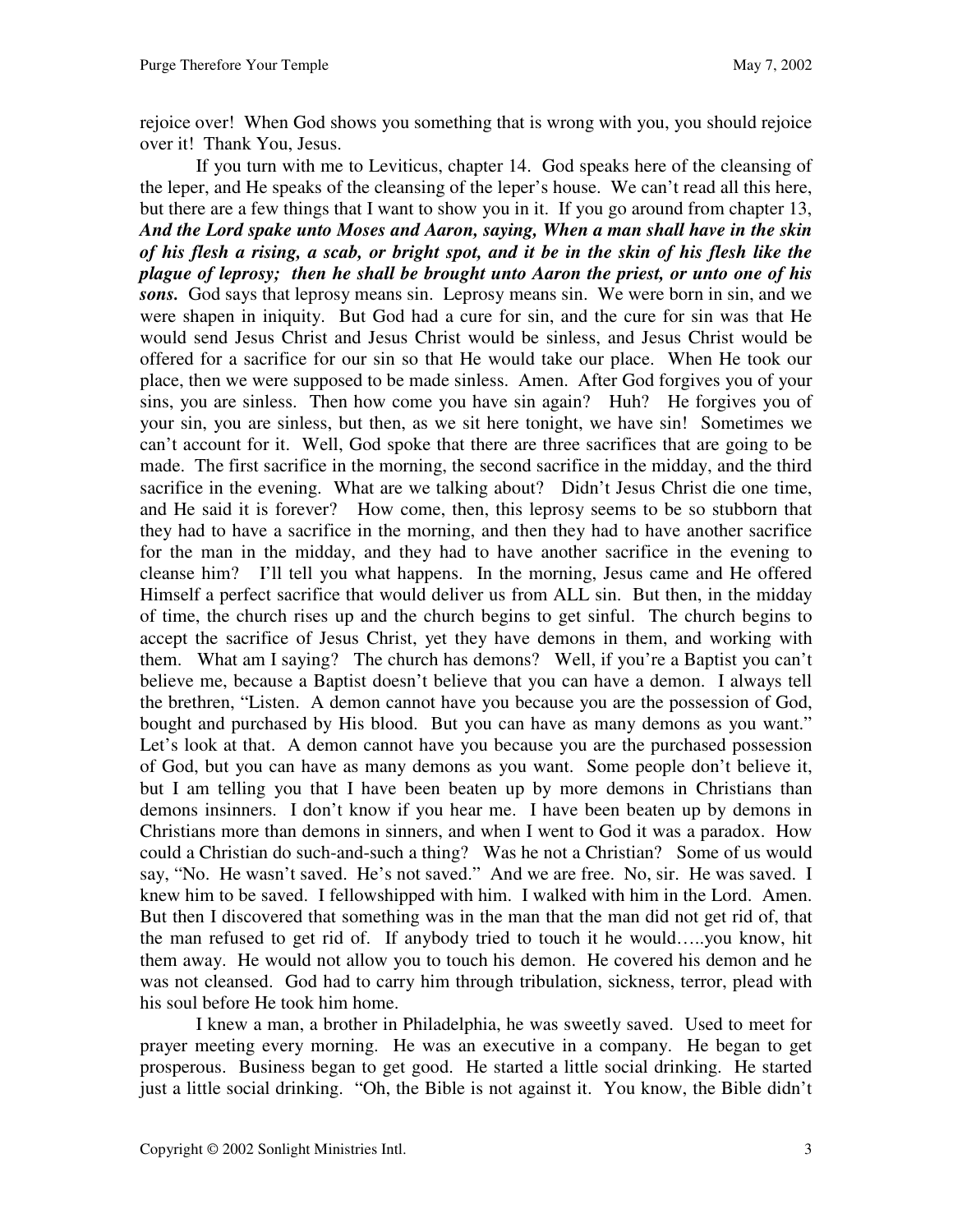rejoice over! When God shows you something that is wrong with you, you should rejoice over it! Thank You, Jesus.

If you turn with me to Leviticus, chapter 14. God speaks here of the cleansing of the leper, and He speaks of the cleansing of the leper's house. We can't read all this here, but there are a few things that I want to show you in it. If you go around from chapter 13, ***And the Lord spake unto Moses and Aaron, saying, When a man shall have in the skin of his flesh a rising, a scab, or bright spot, and it be in the skin of his flesh like the plague of leprosy; then he shall be brought unto Aaron the priest, or unto one of his sons.*** God says that leprosy means sin. Leprosy means sin. We were born in sin, and we were shapen in iniquity. But God had a cure for sin, and the cure for sin was that He would send Jesus Christ and Jesus Christ would be sinless, and Jesus Christ would be offered for a sacrifice for our sin so that He would take our place. When He took our place, then we were supposed to be made sinless. Amen. After God forgives you of your sins, you are sinless. Then how come you have sin again? Huh? He forgives you of your sin, you are sinless, but then, as we sit here tonight, we have sin! Sometimes we can't account for it. Well, God spoke that there are three sacrifices that are going to be made. The first sacrifice in the morning, the second sacrifice in the midday, and the third sacrifice in the evening. What are we talking about? Didn't Jesus Christ die one time, and He said it is forever? How come, then, this leprosy seems to be so stubborn that they had to have a sacrifice in the morning, and then they had to have another sacrifice for the man in the midday, and they had to have another sacrifice in the evening to cleanse him? I'll tell you what happens. In the morning, Jesus came and He offered Himself a perfect sacrifice that would deliver us from ALL sin. But then, in the midday of time, the church rises up and the church begins to get sinful. The church begins to accept the sacrifice of Jesus Christ, yet they have demons in them, and working with them. What am I saying? The church has demons? Well, if you're a Baptist you can't believe me, because a Baptist doesn't believe that you can have a demon. I always tell the brethren, "Listen. A demon cannot have you because you are the possession of God, bought and purchased by His blood. But you can have as many demons as you want." Let's look at that. A demon cannot have you because you are the purchased possession of God, but you can have as many demons as you want. Some people don't believe it, but I am telling you that I have been beaten up by more demons in Christians than demons insinners. I don't know if you hear me. I have been beaten up by demons in Christians more than demons in sinners, and when I went to God it was a paradox. How could a Christian do such-and-such a thing? Was he not a Christian? Some of us would say, "No. He wasn't saved. He's not saved." And we are free. No, sir. He was saved. I knew him to be saved. I fellowshipped with him. I walked with him in the Lord. Amen. But then I discovered that something was in the man that the man did not get rid of, that the man refused to get rid of. If anybody tried to touch it he would…..you know, hit them away. He would not allow you to touch his demon. He covered his demon and he was not cleansed. God had to carry him through tribulation, sickness, terror, plead with his soul before He took him home.

I knew a man, a brother in Philadelphia, he was sweetly saved. Used to meet for prayer meeting every morning. He was an executive in a company. He began to get prosperous. Business began to get good. He started a little social drinking. He started just a little social drinking. "Oh, the Bible is not against it. You know, the Bible didn't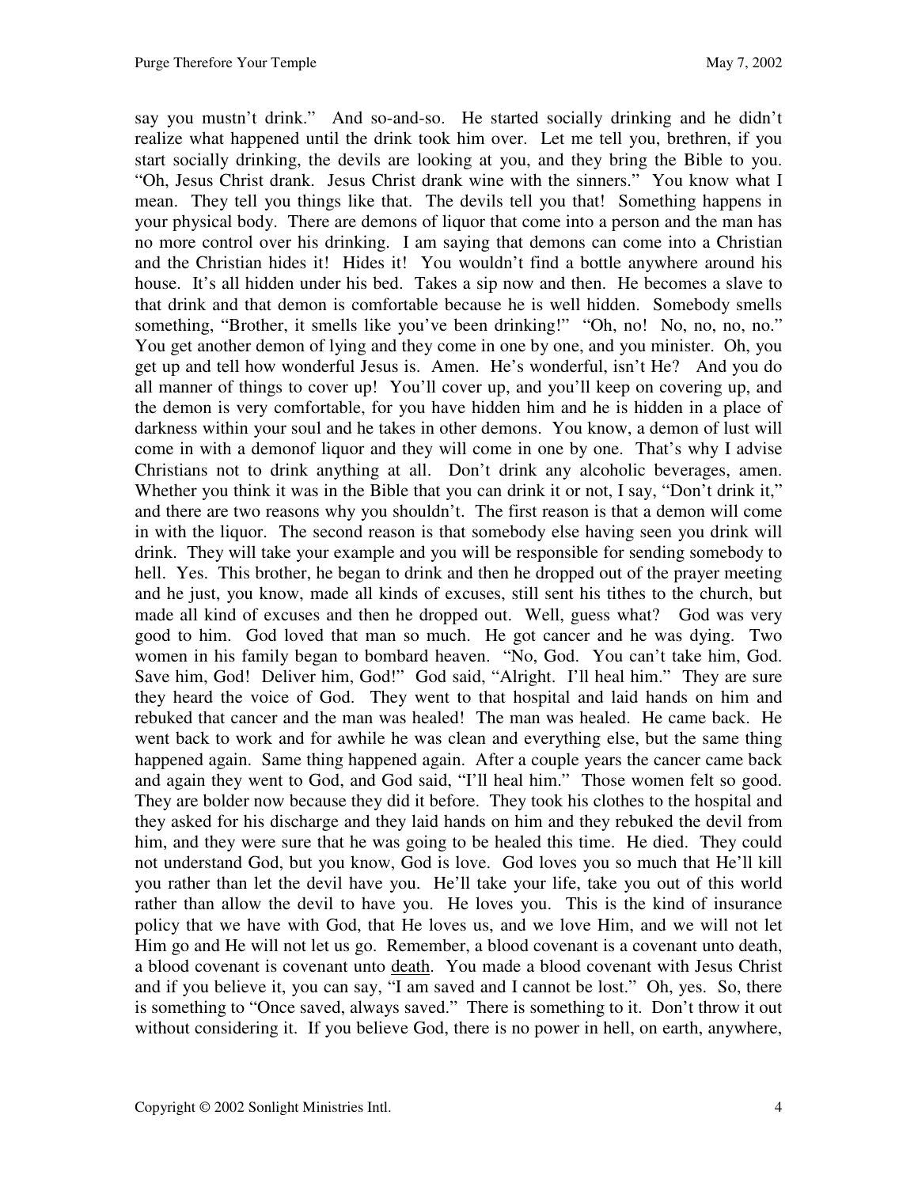say you mustn't drink." And so-and-so. He started socially drinking and he didn't realize what happened until the drink took him over. Let me tell you, brethren, if you start socially drinking, the devils are looking at you, and they bring the Bible to you. "Oh, Jesus Christ drank. Jesus Christ drank wine with the sinners." You know what I mean. They tell you things like that. The devils tell you that! Something happens in your physical body. There are demons of liquor that come into a person and the man has no more control over his drinking. I am saying that demons can come into a Christian and the Christian hides it! Hides it! You wouldn't find a bottle anywhere around his house. It's all hidden under his bed. Takes a sip now and then. He becomes a slave to that drink and that demon is comfortable because he is well hidden. Somebody smells something, "Brother, it smells like you've been drinking!" "Oh, no! No, no, no, no." You get another demon of lying and they come in one by one, and you minister. Oh, you get up and tell how wonderful Jesus is. Amen. He's wonderful, isn't He? And you do all manner of things to cover up! You'll cover up, and you'll keep on covering up, and the demon is very comfortable, for you have hidden him and he is hidden in a place of darkness within your soul and he takes in other demons. You know, a demon of lust will come in with a demonof liquor and they will come in one by one. That's why I advise Christians not to drink anything at all. Don't drink any alcoholic beverages, amen. Whether you think it was in the Bible that you can drink it or not, I say, "Don't drink it," and there are two reasons why you shouldn't. The first reason is that a demon will come in with the liquor. The second reason is that somebody else having seen you drink will drink. They will take your example and you will be responsible for sending somebody to hell. Yes. This brother, he began to drink and then he dropped out of the prayer meeting and he just, you know, made all kinds of excuses, still sent his tithes to the church, but made all kind of excuses and then he dropped out. Well, guess what? God was very good to him. God loved that man so much. He got cancer and he was dying. Two women in his family began to bombard heaven. "No, God. You can't take him, God. Save him, God! Deliver him, God!" God said, "Alright. I'll heal him." They are sure they heard the voice of God. They went to that hospital and laid hands on him and rebuked that cancer and the man was healed! The man was healed. He came back. He went back to work and for awhile he was clean and everything else, but the same thing happened again. Same thing happened again. After a couple years the cancer came back and again they went to God, and God said, "I'll heal him." Those women felt so good. They are bolder now because they did it before. They took his clothes to the hospital and they asked for his discharge and they laid hands on him and they rebuked the devil from him, and they were sure that he was going to be healed this time. He died. They could not understand God, but you know, God is love. God loves you so much that He'll kill you rather than let the devil have you. He'll take your life, take you out of this world rather than allow the devil to have you. He loves you. This is the kind of insurance policy that we have with God, that He loves us, and we love Him, and we will not let Him go and He will not let us go. Remember, a blood covenant is a covenant unto death, a blood covenant is covenant unto <u>death</u>. You made a blood covenant with Jesus Christ and if you believe it, you can say, "I am saved and I cannot be lost." Oh, yes. So, there is something to "Once saved, always saved." There is something to it. Don't throw it out without considering it. If you believe God, there is no power in hell, on earth, anywhere,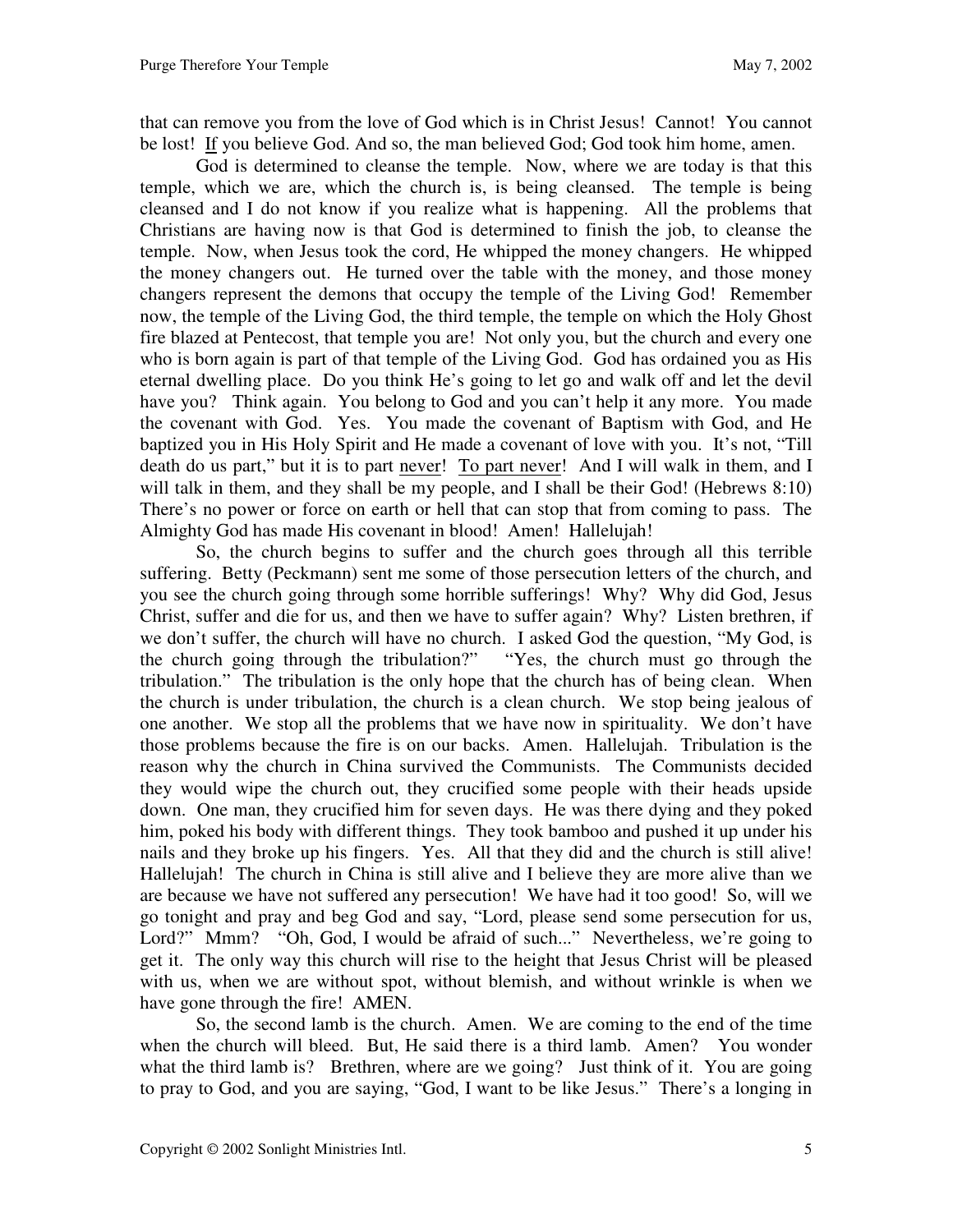that can remove you from the love of God which is in Christ Jesus! Cannot! You cannot be lost! If you believe God. And so, the man believed God; God took him home, amen.

God is determined to cleanse the temple. Now, where we are today is that this temple, which we are, which the church is, is being cleansed. The temple is being cleansed and I do not know if you realize what is happening. All the problems that Christians are having now is that God is determined to finish the job, to cleanse the temple. Now, when Jesus took the cord, He whipped the money changers. He whipped the money changers out. He turned over the table with the money, and those money changers represent the demons that occupy the temple of the Living God! Remember now, the temple of the Living God, the third temple, the temple on which the Holy Ghost fire blazed at Pentecost, that temple you are! Not only you, but the church and every one who is born again is part of that temple of the Living God. God has ordained you as His eternal dwelling place. Do you think He's going to let go and walk off and let the devil have you? Think again. You belong to God and you can't help it any more. You made the covenant with God. Yes. You made the covenant of Baptism with God, and He baptized you in His Holy Spirit and He made a covenant of love with you. It's not, "Till death do us part," but it is to part never! To part never! And I will walk in them, and I will talk in them, and they shall be my people, and I shall be their God! (Hebrews 8:10) There's no power or force on earth or hell that can stop that from coming to pass. The Almighty God has made His covenant in blood! Amen! Hallelujah!

So, the church begins to suffer and the church goes through all this terrible suffering. Betty (Peckmann) sent me some of those persecution letters of the church, and you see the church going through some horrible sufferings! Why? Why did God, Jesus Christ, suffer and die for us, and then we have to suffer again? Why? Listen brethren, if we don't suffer, the church will have no church. I asked God the question, "My God, is the church going through the tribulation?" "Yes, the church must go through the tribulation." The tribulation is the only hope that the church has of being clean. When the church is under tribulation, the church is a clean church. We stop being jealous of one another. We stop all the problems that we have now in spirituality. We don't have those problems because the fire is on our backs. Amen. Hallelujah. Tribulation is the reason why the church in China survived the Communists. The Communists decided they would wipe the church out, they crucified some people with their heads upside down. One man, they crucified him for seven days. He was there dying and they poked him, poked his body with different things. They took bamboo and pushed it up under his nails and they broke up his fingers. Yes. All that they did and the church is still alive! Hallelujah! The church in China is still alive and I believe they are more alive than we are because we have not suffered any persecution! We have had it too good! So, will we go tonight and pray and beg God and say, "Lord, please send some persecution for us, Lord?" Mmm? "Oh, God, I would be afraid of such..." Nevertheless, we're going to get it. The only way this church will rise to the height that Jesus Christ will be pleased with us, when we are without spot, without blemish, and without wrinkle is when we have gone through the fire! AMEN.

So, the second lamb is the church. Amen. We are coming to the end of the time when the church will bleed. But, He said there is a third lamb. Amen? You wonder what the third lamb is? Brethren, where are we going? Just think of it. You are going to pray to God, and you are saying, "God, I want to be like Jesus." There's a longing in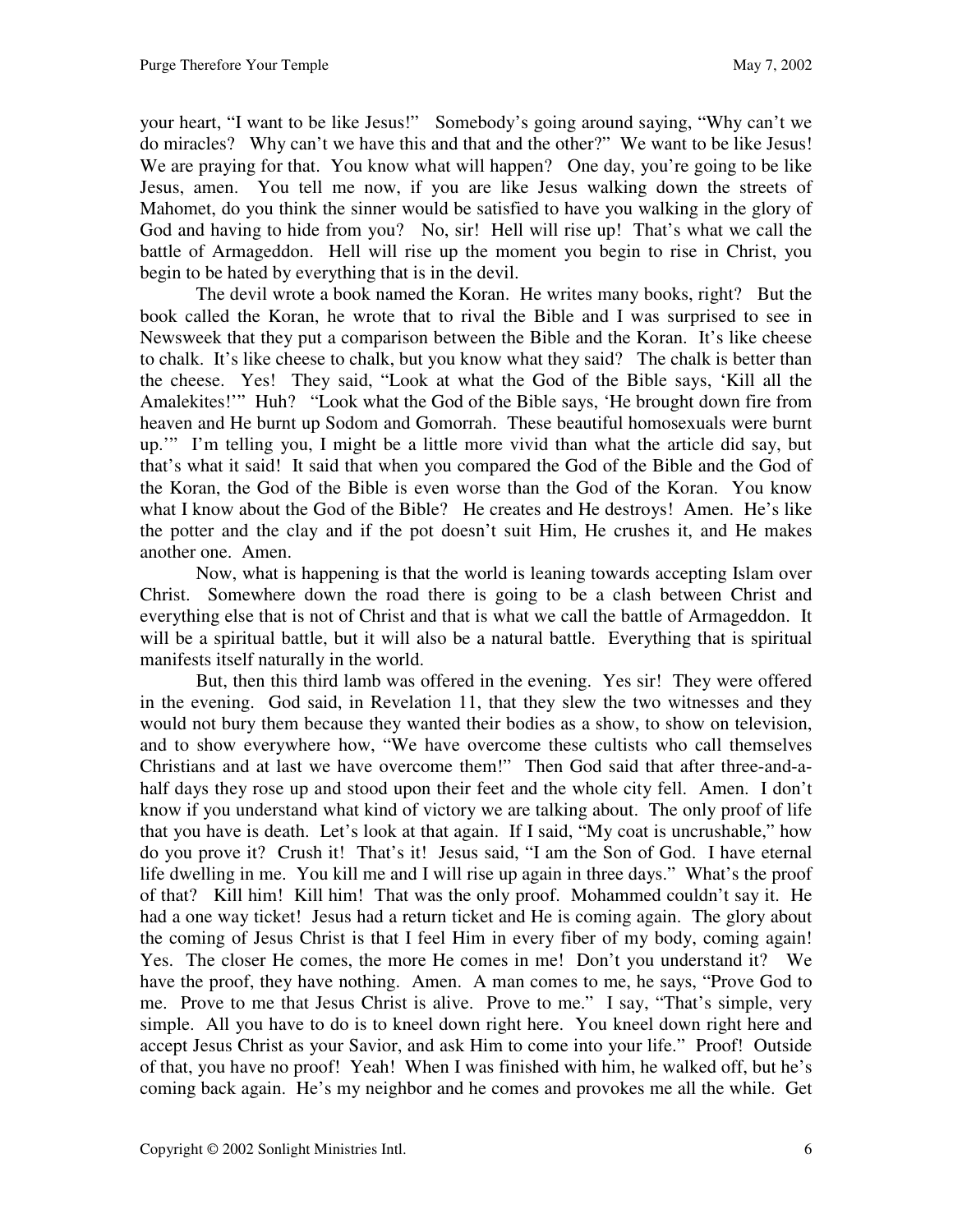your heart, "I want to be like Jesus!" Somebody's going around saying, "Why can't we do miracles? Why can't we have this and that and the other?" We want to be like Jesus! We are praying for that. You know what will happen? One day, you're going to be like Jesus, amen. You tell me now, if you are like Jesus walking down the streets of Mahomet, do you think the sinner would be satisfied to have you walking in the glory of God and having to hide from you? No, sir! Hell will rise up! That's what we call the battle of Armageddon. Hell will rise up the moment you begin to rise in Christ, you begin to be hated by everything that is in the devil.

The devil wrote a book named the Koran. He writes many books, right? But the book called the Koran, he wrote that to rival the Bible and I was surprised to see in Newsweek that they put a comparison between the Bible and the Koran. It's like cheese to chalk. It's like cheese to chalk, but you know what they said? The chalk is better than the cheese. Yes! They said, "Look at what the God of the Bible says, 'Kill all the Amalekites!'" Huh? "Look what the God of the Bible says, 'He brought down fire from heaven and He burnt up Sodom and Gomorrah. These beautiful homosexuals were burnt up.'" I'm telling you, I might be a little more vivid than what the article did say, but that's what it said! It said that when you compared the God of the Bible and the God of the Koran, the God of the Bible is even worse than the God of the Koran. You know what I know about the God of the Bible? He creates and He destroys! Amen. He's like the potter and the clay and if the pot doesn't suit Him, He crushes it, and He makes another one. Amen.

Now, what is happening is that the world is leaning towards accepting Islam over Christ. Somewhere down the road there is going to be a clash between Christ and everything else that is not of Christ and that is what we call the battle of Armageddon. It will be a spiritual battle, but it will also be a natural battle. Everything that is spiritual manifests itself naturally in the world.

But, then this third lamb was offered in the evening. Yes sir! They were offered in the evening. God said, in Revelation 11, that they slew the two witnesses and they would not bury them because they wanted their bodies as a show, to show on television, and to show everywhere how, "We have overcome these cultists who call themselves Christians and at last we have overcome them!" Then God said that after three-and-a-half days they rose up and stood upon their feet and the whole city fell. Amen. I don't know if you understand what kind of victory we are talking about. The only proof of life that you have is death. Let's look at that again. If I said, "My coat is uncrushable," how do you prove it? Crush it! That's it! Jesus said, "I am the Son of God. I have eternal life dwelling in me. You kill me and I will rise up again in three days." What's the proof of that? Kill him! Kill him! That was the only proof. Mohammed couldn't say it. He had a one way ticket! Jesus had a return ticket and He is coming again. The glory about the coming of Jesus Christ is that I feel Him in every fiber of my body, coming again! Yes. The closer He comes, the more He comes in me! Don't you understand it? We have the proof, they have nothing. Amen. A man comes to me, he says, "Prove God to me. Prove to me that Jesus Christ is alive. Prove to me." I say, "That's simple, very simple. All you have to do is to kneel down right here. You kneel down right here and accept Jesus Christ as your Savior, and ask Him to come into your life." Proof! Outside of that, you have no proof! Yeah! When I was finished with him, he walked off, but he's coming back again. He's my neighbor and he comes and provokes me all the while. Get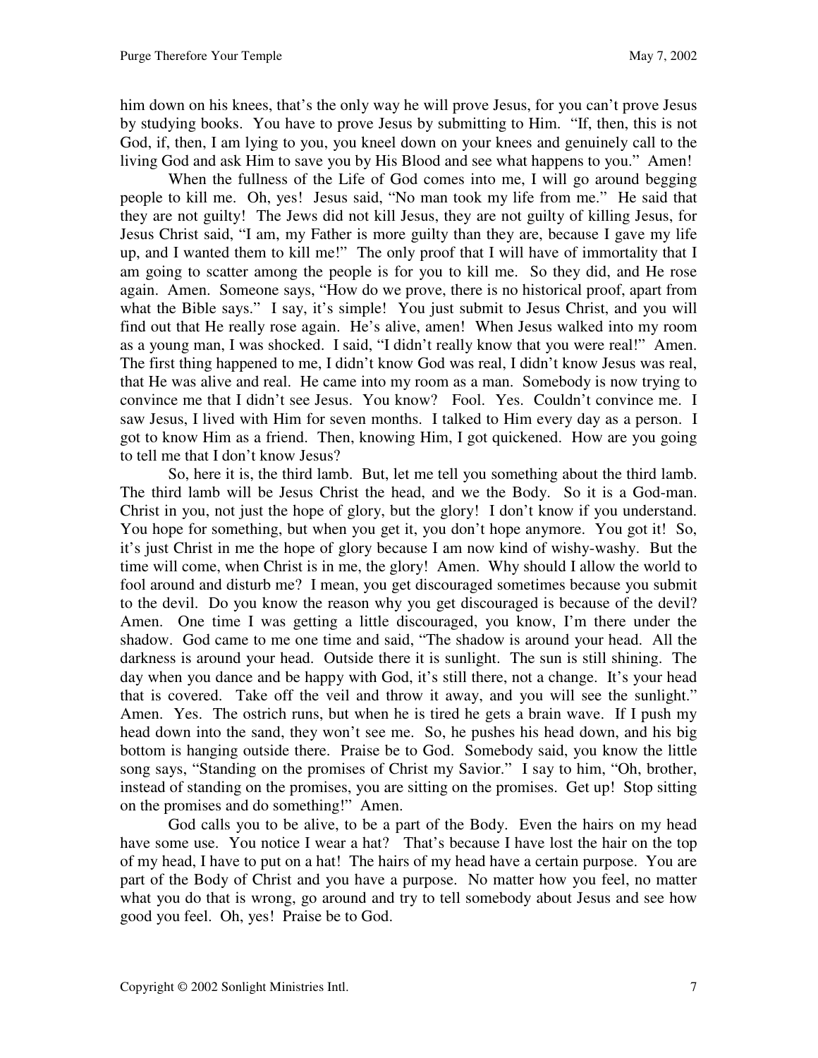him down on his knees, that's the only way he will prove Jesus, for you can't prove Jesus by studying books. You have to prove Jesus by submitting to Him. "If, then, this is not God, if, then, I am lying to you, you kneel down on your knees and genuinely call to the living God and ask Him to save you by His Blood and see what happens to you." Amen!

When the fullness of the Life of God comes into me, I will go around begging people to kill me. Oh, yes! Jesus said, "No man took my life from me." He said that they are not guilty! The Jews did not kill Jesus, they are not guilty of killing Jesus, for Jesus Christ said, "I am, my Father is more guilty than they are, because I gave my life up, and I wanted them to kill me!" The only proof that I will have of immortality that I am going to scatter among the people is for you to kill me. So they did, and He rose again. Amen. Someone says, "How do we prove, there is no historical proof, apart from what the Bible says." I say, it's simple! You just submit to Jesus Christ, and you will find out that He really rose again. He's alive, amen! When Jesus walked into my room as a young man, I was shocked. I said, "I didn't really know that you were real!" Amen. The first thing happened to me, I didn't know God was real, I didn't know Jesus was real, that He was alive and real. He came into my room as a man. Somebody is now trying to convince me that I didn't see Jesus. You know? Fool. Yes. Couldn't convince me. I saw Jesus, I lived with Him for seven months. I talked to Him every day as a person. I got to know Him as a friend. Then, knowing Him, I got quickened. How are you going to tell me that I don't know Jesus?

So, here it is, the third lamb. But, let me tell you something about the third lamb. The third lamb will be Jesus Christ the head, and we the Body. So it is a God-man. Christ in you, not just the hope of glory, but the glory! I don't know if you understand. You hope for something, but when you get it, you don't hope anymore. You got it! So, it's just Christ in me the hope of glory because I am now kind of wishy-washy. But the time will come, when Christ is in me, the glory! Amen. Why should I allow the world to fool around and disturb me? I mean, you get discouraged sometimes because you submit to the devil. Do you know the reason why you get discouraged is because of the devil? Amen. One time I was getting a little discouraged, you know, I'm there under the shadow. God came to me one time and said, "The shadow is around your head. All the darkness is around your head. Outside there it is sunlight. The sun is still shining. The day when you dance and be happy with God, it's still there, not a change. It's your head that is covered. Take off the veil and throw it away, and you will see the sunlight." Amen. Yes. The ostrich runs, but when he is tired he gets a brain wave. If I push my head down into the sand, they won't see me. So, he pushes his head down, and his big bottom is hanging outside there. Praise be to God. Somebody said, you know the little song says, "Standing on the promises of Christ my Savior." I say to him, "Oh, brother, instead of standing on the promises, you are sitting on the promises. Get up! Stop sitting on the promises and do something!" Amen.

God calls you to be alive, to be a part of the Body. Even the hairs on my head have some use. You notice I wear a hat? That's because I have lost the hair on the top of my head, I have to put on a hat! The hairs of my head have a certain purpose. You are part of the Body of Christ and you have a purpose. No matter how you feel, no matter what you do that is wrong, go around and try to tell somebody about Jesus and see how good you feel. Oh, yes! Praise be to God.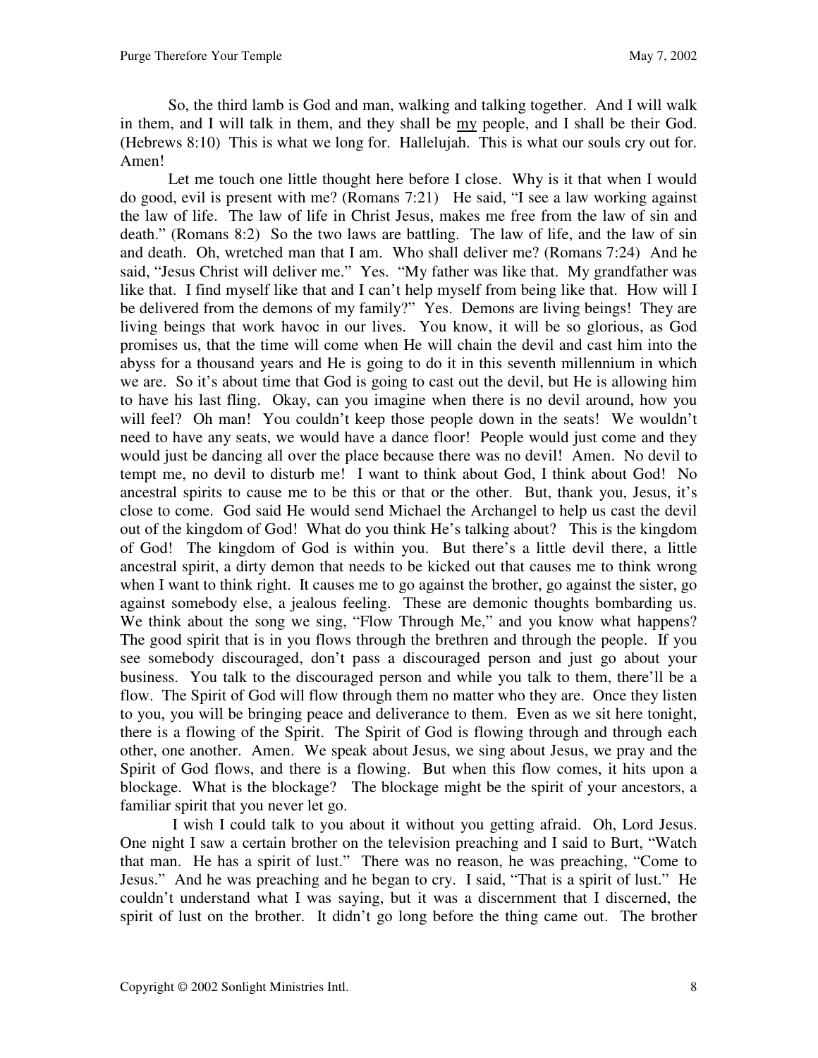So, the third lamb is God and man, walking and talking together. And I will walk in them, and I will talk in them, and they shall be <u>my</u> people, and I shall be their God. (Hebrews 8:10) This is what we long for. Hallelujah. This is what our souls cry out for. Amen!

Let me touch one little thought here before I close. Why is it that when I would do good, evil is present with me? (Romans 7:21) He said, "I see a law working against the law of life. The law of life in Christ Jesus, makes me free from the law of sin and death." (Romans 8:2) So the two laws are battling. The law of life, and the law of sin and death. Oh, wretched man that I am. Who shall deliver me? (Romans 7:24) And he said, "Jesus Christ will deliver me." Yes. "My father was like that. My grandfather was like that. I find myself like that and I can't help myself from being like that. How will I be delivered from the demons of my family?" Yes. Demons are living beings! They are living beings that work havoc in our lives. You know, it will be so glorious, as God promises us, that the time will come when He will chain the devil and cast him into the abyss for a thousand years and He is going to do it in this seventh millennium in which we are. So it's about time that God is going to cast out the devil, but He is allowing him to have his last fling. Okay, can you imagine when there is no devil around, how you will feel? Oh man! You couldn't keep those people down in the seats! We wouldn't need to have any seats, we would have a dance floor! People would just come and they would just be dancing all over the place because there was no devil! Amen. No devil to tempt me, no devil to disturb me! I want to think about God, I think about God! No ancestral spirits to cause me to be this or that or the other. But, thank you, Jesus, it's close to come. God said He would send Michael the Archangel to help us cast the devil out of the kingdom of God! What do you think He's talking about? This is the kingdom of God! The kingdom of God is within you. But there's a little devil there, a little ancestral spirit, a dirty demon that needs to be kicked out that causes me to think wrong when I want to think right. It causes me to go against the brother, go against the sister, go against somebody else, a jealous feeling. These are demonic thoughts bombarding us. We think about the song we sing, "Flow Through Me," and you know what happens? The good spirit that is in you flows through the brethren and through the people. If you see somebody discouraged, don't pass a discouraged person and just go about your business. You talk to the discouraged person and while you talk to them, there'll be a flow. The Spirit of God will flow through them no matter who they are. Once they listen to you, you will be bringing peace and deliverance to them. Even as we sit here tonight, there is a flowing of the Spirit. The Spirit of God is flowing through and through each other, one another. Amen. We speak about Jesus, we sing about Jesus, we pray and the Spirit of God flows, and there is a flowing. But when this flow comes, it hits upon a blockage. What is the blockage? The blockage might be the spirit of your ancestors, a familiar spirit that you never let go.

I wish I could talk to you about it without you getting afraid. Oh, Lord Jesus. One night I saw a certain brother on the television preaching and I said to Burt, "Watch that man. He has a spirit of lust." There was no reason, he was preaching, "Come to Jesus." And he was preaching and he began to cry. I said, "That is a spirit of lust." He couldn't understand what I was saying, but it was a discernment that I discerned, the spirit of lust on the brother. It didn't go long before the thing came out. The brother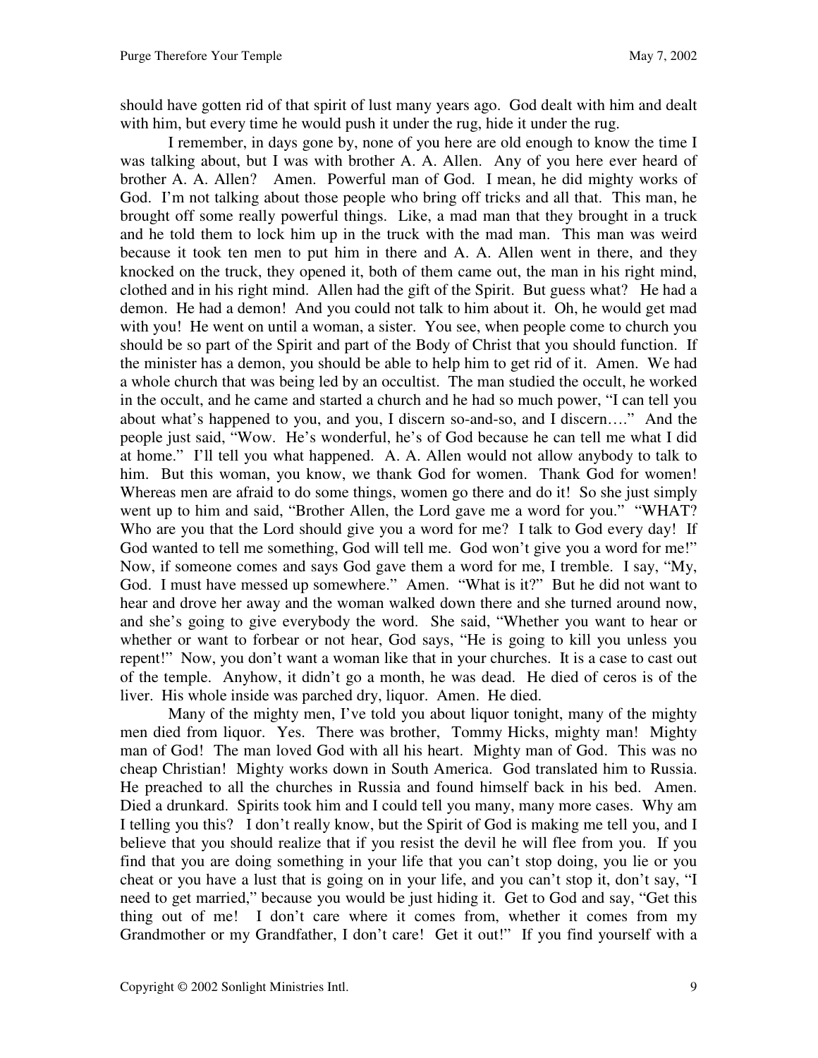should have gotten rid of that spirit of lust many years ago. God dealt with him and dealt with him, but every time he would push it under the rug, hide it under the rug.

I remember, in days gone by, none of you here are old enough to know the time I was talking about, but I was with brother A. A. Allen. Any of you here ever heard of brother A. A. Allen? Amen. Powerful man of God. I mean, he did mighty works of God. I'm not talking about those people who bring off tricks and all that. This man, he brought off some really powerful things. Like, a mad man that they brought in a truck and he told them to lock him up in the truck with the mad man. This man was weird because it took ten men to put him in there and A. A. Allen went in there, and they knocked on the truck, they opened it, both of them came out, the man in his right mind, clothed and in his right mind. Allen had the gift of the Spirit. But guess what? He had a demon. He had a demon! And you could not talk to him about it. Oh, he would get mad with you! He went on until a woman, a sister. You see, when people come to church you should be so part of the Spirit and part of the Body of Christ that you should function. If the minister has a demon, you should be able to help him to get rid of it. Amen. We had a whole church that was being led by an occultist. The man studied the occult, he worked in the occult, and he came and started a church and he had so much power, "I can tell you about what's happened to you, and you, I discern so-and-so, and I discern…." And the people just said, "Wow. He's wonderful, he's of God because he can tell me what I did at home." I'll tell you what happened. A. A. Allen would not allow anybody to talk to him. But this woman, you know, we thank God for women. Thank God for women! Whereas men are afraid to do some things, women go there and do it! So she just simply went up to him and said, "Brother Allen, the Lord gave me a word for you." "WHAT? Who are you that the Lord should give you a word for me? I talk to God every day! If God wanted to tell me something, God will tell me. God won't give you a word for me!" Now, if someone comes and says God gave them a word for me, I tremble. I say, "My, God. I must have messed up somewhere." Amen. "What is it?" But he did not want to hear and drove her away and the woman walked down there and she turned around now, and she's going to give everybody the word. She said, "Whether you want to hear or whether or want to forbear or not hear, God says, "He is going to kill you unless you repent!" Now, you don't want a woman like that in your churches. It is a case to cast out of the temple. Anyhow, it didn't go a month, he was dead. He died of ceros is of the liver. His whole inside was parched dry, liquor. Amen. He died.

Many of the mighty men, I've told you about liquor tonight, many of the mighty men died from liquor. Yes. There was brother, Tommy Hicks, mighty man! Mighty man of God! The man loved God with all his heart. Mighty man of God. This was no cheap Christian! Mighty works down in South America. God translated him to Russia. He preached to all the churches in Russia and found himself back in his bed. Amen. Died a drunkard. Spirits took him and I could tell you many, many more cases. Why am I telling you this? I don't really know, but the Spirit of God is making me tell you, and I believe that you should realize that if you resist the devil he will flee from you. If you find that you are doing something in your life that you can't stop doing, you lie or you cheat or you have a lust that is going on in your life, and you can't stop it, don't say, "I need to get married," because you would be just hiding it. Get to God and say, "Get this thing out of me! I don't care where it comes from, whether it comes from my Grandmother or my Grandfather, I don't care! Get it out!" If you find yourself with a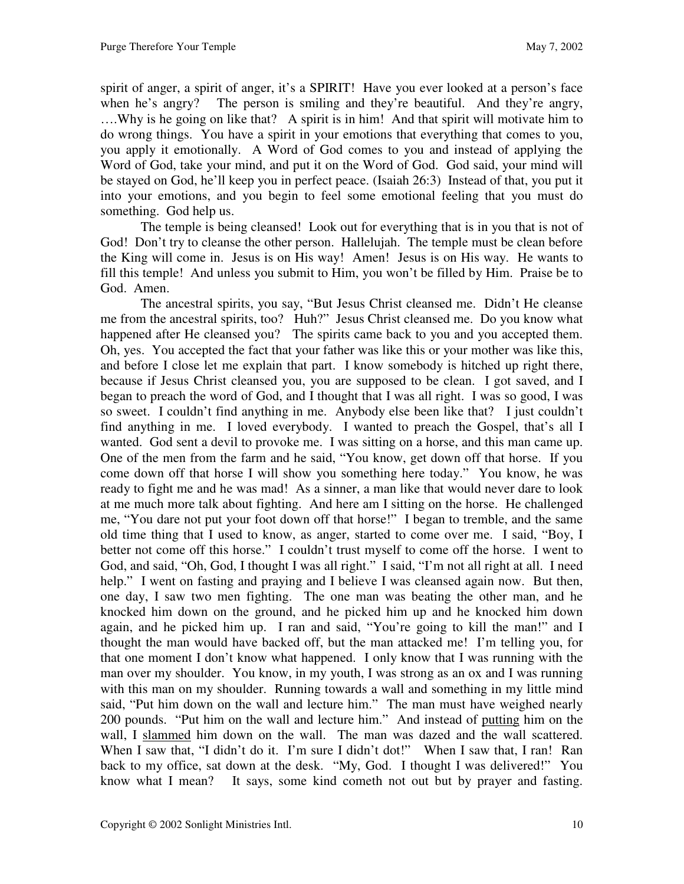spirit of anger, a spirit of anger, it's a SPIRIT! Have you ever looked at a person's face when he's angry? The person is smiling and they're beautiful. And they're angry, ….Why is he going on like that? A spirit is in him! And that spirit will motivate him to do wrong things. You have a spirit in your emotions that everything that comes to you, you apply it emotionally. A Word of God comes to you and instead of applying the Word of God, take your mind, and put it on the Word of God. God said, your mind will be stayed on God, he'll keep you in perfect peace. (Isaiah 26:3) Instead of that, you put it into your emotions, and you begin to feel some emotional feeling that you must do something. God help us.

The temple is being cleansed! Look out for everything that is in you that is not of God! Don't try to cleanse the other person. Hallelujah. The temple must be clean before the King will come in. Jesus is on His way! Amen! Jesus is on His way. He wants to fill this temple! And unless you submit to Him, you won't be filled by Him. Praise be to God. Amen.

The ancestral spirits, you say, "But Jesus Christ cleansed me. Didn't He cleanse me from the ancestral spirits, too? Huh?" Jesus Christ cleansed me. Do you know what happened after He cleansed you? The spirits came back to you and you accepted them. Oh, yes. You accepted the fact that your father was like this or your mother was like this, and before I close let me explain that part. I know somebody is hitched up right there, because if Jesus Christ cleansed you, you are supposed to be clean. I got saved, and I began to preach the word of God, and I thought that I was all right. I was so good, I was so sweet. I couldn't find anything in me. Anybody else been like that? I just couldn't find anything in me. I loved everybody. I wanted to preach the Gospel, that's all I wanted. God sent a devil to provoke me. I was sitting on a horse, and this man came up. One of the men from the farm and he said, "You know, get down off that horse. If you come down off that horse I will show you something here today." You know, he was ready to fight me and he was mad! As a sinner, a man like that would never dare to look at me much more talk about fighting. And here am I sitting on the horse. He challenged me, "You dare not put your foot down off that horse!" I began to tremble, and the same old time thing that I used to know, as anger, started to come over me. I said, "Boy, I better not come off this horse." I couldn't trust myself to come off the horse. I went to God, and said, "Oh, God, I thought I was all right." I said, "I'm not all right at all. I need help." I went on fasting and praying and I believe I was cleansed again now. But then, one day, I saw two men fighting. The one man was beating the other man, and he knocked him down on the ground, and he picked him up and he knocked him down again, and he picked him up. I ran and said, "You're going to kill the man!" and I thought the man would have backed off, but the man attacked me! I'm telling you, for that one moment I don't know what happened. I only know that I was running with the man over my shoulder. You know, in my youth, I was strong as an ox and I was running with this man on my shoulder. Running towards a wall and something in my little mind said, "Put him down on the wall and lecture him." The man must have weighed nearly 200 pounds. "Put him on the wall and lecture him." And instead of <u>putting</u> him on the wall, I <u>slammed</u> him down on the wall. The man was dazed and the wall scattered. When I saw that, "I didn't do it. I'm sure I didn't dot!" When I saw that, I ran! Ran back to my office, sat down at the desk. "My, God. I thought I was delivered!" You know what I mean? It says, some kind cometh not out but by prayer and fasting.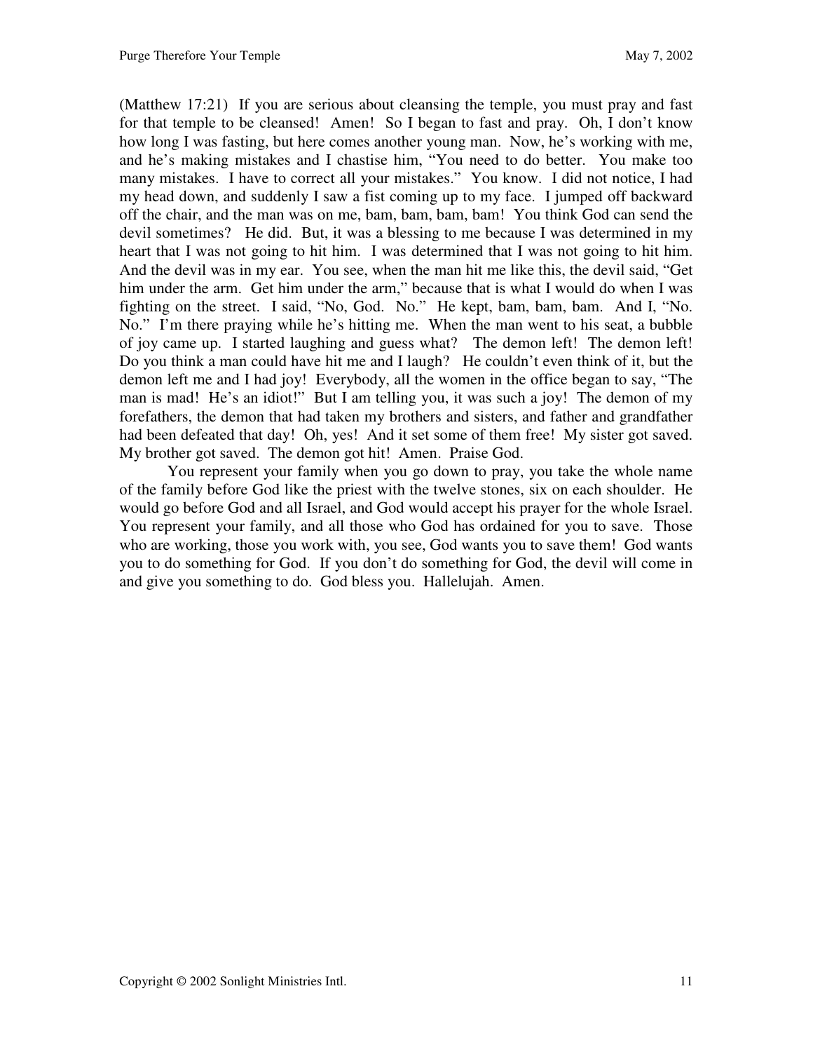(Matthew 17:21) If you are serious about cleansing the temple, you must pray and fast for that temple to be cleansed! Amen! So I began to fast and pray. Oh, I don't know how long I was fasting, but here comes another young man. Now, he's working with me, and he's making mistakes and I chastise him, "You need to do better. You make too many mistakes. I have to correct all your mistakes." You know. I did not notice, I had my head down, and suddenly I saw a fist coming up to my face. I jumped off backward off the chair, and the man was on me, bam, bam, bam, bam! You think God can send the devil sometimes? He did. But, it was a blessing to me because I was determined in my heart that I was not going to hit him. I was determined that I was not going to hit him. And the devil was in my ear. You see, when the man hit me like this, the devil said, "Get him under the arm. Get him under the arm," because that is what I would do when I was fighting on the street. I said, "No, God. No." He kept, bam, bam, bam. And I, "No. No." I'm there praying while he's hitting me. When the man went to his seat, a bubble of joy came up. I started laughing and guess what? The demon left! The demon left! Do you think a man could have hit me and I laugh? He couldn't even think of it, but the demon left me and I had joy! Everybody, all the women in the office began to say, "The man is mad! He's an idiot!" But I am telling you, it was such a joy! The demon of my forefathers, the demon that had taken my brothers and sisters, and father and grandfather had been defeated that day! Oh, yes! And it set some of them free! My sister got saved. My brother got saved. The demon got hit! Amen. Praise God.

You represent your family when you go down to pray, you take the whole name of the family before God like the priest with the twelve stones, six on each shoulder. He would go before God and all Israel, and God would accept his prayer for the whole Israel. You represent your family, and all those who God has ordained for you to save. Those who are working, those you work with, you see, God wants you to save them! God wants you to do something for God. If you don't do something for God, the devil will come in and give you something to do. God bless you. Hallelujah. Amen.